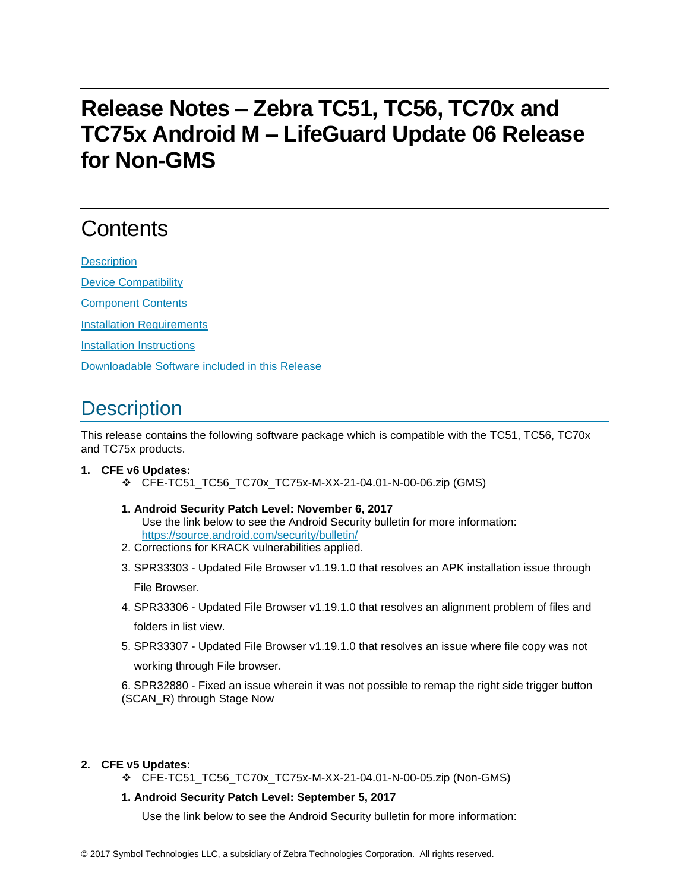# Release Notes – Zebra TC51, TC56, TC70x and TC75x Android M – LifeGuard Update 06 Release for Non-GMS

## Contents

[Description](#description)

[Device Compatibility](#device-compatibility)

[Component Contents](#component-contents)

[Installation Requirements](#installation-requirements)

[Installation Instructions](#installation-instructions)

[Downloadable Software included in this Release](#downloadable-software-included-in-this-release)

## Description

This release contains the following software package which is compatible with the TC51, TC56, TC70x and TC75x products.

1. **CFE v6 Updates:**
   - ❖ CFE-TC51_TC56_TC70x_TC75x-M-XX-21-04.01-N-00-06.zip (GMS)

   1. **Android Security Patch Level: November 6, 2017**
      Use the link below to see the Android Security bulletin for more information: [https://source.android.com/security/bulletin/](https://source.android.com/security/bulletin/)
   2. Corrections for KRACK vulnerabilities applied.
   3. SPR33303 - Updated File Browser v1.19.1.0 that resolves an APK installation issue through File Browser.
   4. SPR33306 - Updated File Browser v1.19.1.0 that resolves an alignment problem of files and folders in list view.
   5. SPR33307 - Updated File Browser v1.19.1.0 that resolves an issue where file copy was not working through File browser.
   6. SPR32880 - Fixed an issue wherein it was not possible to remap the right side trigger button (SCAN_R) through Stage Now

2. **CFE v5 Updates:**
   - ❖ CFE-TC51_TC56_TC70x_TC75x-M-XX-21-04.01-N-00-05.zip (Non-GMS)

   1. **Android Security Patch Level: September 5, 2017**

      Use the link below to see the Android Security bulletin for more information: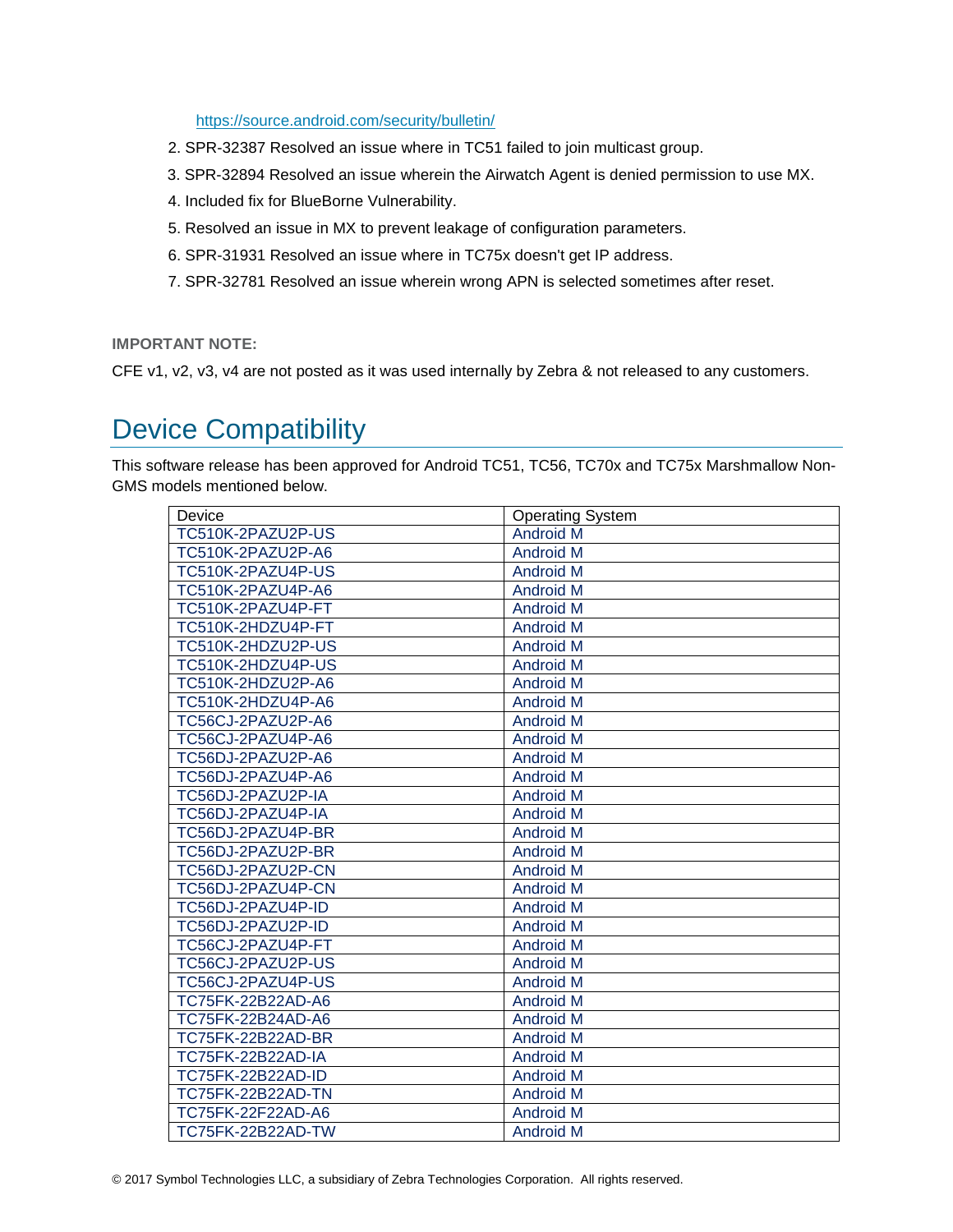https://source.android.com/security/bulletin/

2. SPR-32387 Resolved an issue where in TC51 failed to join multicast group.
3. SPR-32894 Resolved an issue wherein the Airwatch Agent is denied permission to use MX.
4. Included fix for BlueBorne Vulnerability.
5. Resolved an issue in MX to prevent leakage of configuration parameters.
6. SPR-31931 Resolved an issue where in TC75x doesn't get IP address.
7. SPR-32781 Resolved an issue wherein wrong APN is selected sometimes after reset.

**IMPORTANT NOTE:**

CFE v1, v2, v3, v4 are not posted as it was used internally by Zebra & not released to any customers.

# Device Compatibility

This software release has been approved for Android TC51, TC56, TC70x and TC75x Marshmallow Non-GMS models mentioned below.

| Device | Operating System |
|---|---|
| TC510K-2PAZU2P-US | Android M |
| TC510K-2PAZU2P-A6 | Android M |
| TC510K-2PAZU4P-US | Android M |
| TC510K-2PAZU4P-A6 | Android M |
| TC510K-2PAZU4P-FT | Android M |
| TC510K-2HDZU4P-FT | Android M |
| TC510K-2HDZU2P-US | Android M |
| TC510K-2HDZU4P-US | Android M |
| TC510K-2HDZU2P-A6 | Android M |
| TC510K-2HDZU4P-A6 | Android M |
| TC56CJ-2PAZU2P-A6 | Android M |
| TC56CJ-2PAZU4P-A6 | Android M |
| TC56DJ-2PAZU2P-A6 | Android M |
| TC56DJ-2PAZU4P-A6 | Android M |
| TC56DJ-2PAZU2P-IA | Android M |
| TC56DJ-2PAZU4P-IA | Android M |
| TC56DJ-2PAZU4P-BR | Android M |
| TC56DJ-2PAZU2P-BR | Android M |
| TC56DJ-2PAZU2P-CN | Android M |
| TC56DJ-2PAZU4P-CN | Android M |
| TC56DJ-2PAZU4P-ID | Android M |
| TC56DJ-2PAZU2P-ID | Android M |
| TC56CJ-2PAZU4P-FT | Android M |
| TC56CJ-2PAZU2P-US | Android M |
| TC56CJ-2PAZU4P-US | Android M |
| TC75FK-22B22AD-A6 | Android M |
| TC75FK-22B24AD-A6 | Android M |
| TC75FK-22B22AD-BR | Android M |
| TC75FK-22B22AD-IA | Android M |
| TC75FK-22B22AD-ID | Android M |
| TC75FK-22B22AD-TN | Android M |
| TC75FK-22F22AD-A6 | Android M |
| TC75FK-22B22AD-TW | Android M |

© 2017 Symbol Technologies LLC, a subsidiary of Zebra Technologies Corporation. All rights reserved.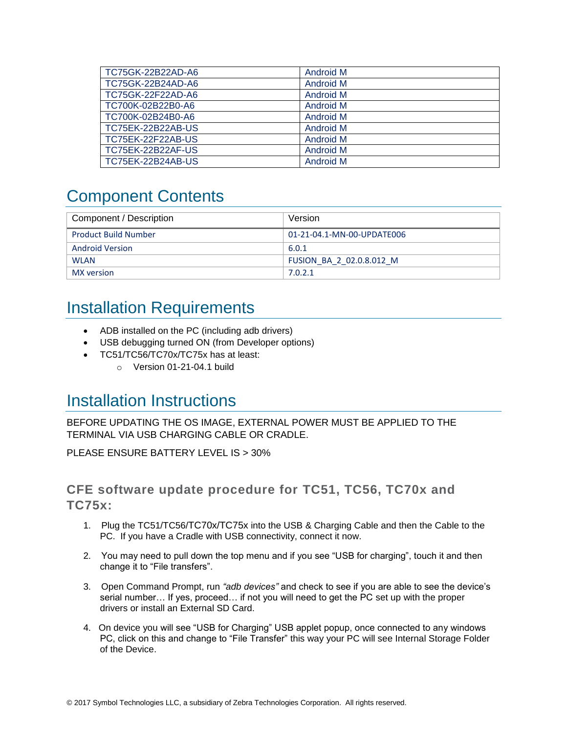| TC75GK-22B22AD-A6 | Android M |
|---|---|
| TC75GK-22B24AD-A6 | Android M |
| TC75GK-22F22AD-A6 | Android M |
| TC700K-02B22B0-A6 | Android M |
| TC700K-02B24B0-A6 | Android M |
| TC75EK-22B22AB-US | Android M |
| TC75EK-22F22AB-US | Android M |
| TC75EK-22B22AF-US | Android M |
| TC75EK-22B24AB-US | Android M |

# Component Contents

| Component / Description | Version |
|---|---|
| Product Build Number | 01-21-04.1-MN-00-UPDATE006 |
| Android Version | 6.0.1 |
| WLAN | FUSION_BA_2_02.0.8.012_M |
| MX version | 7.0.2.1 |

# Installation Requirements

- ADB installed on the PC (including adb drivers)
- USB debugging turned ON (from Developer options)
- TC51/TC56/TC70x/TC75x has at least:
  - Version 01-21-04.1 build

# Installation Instructions

BEFORE UPDATING THE OS IMAGE, EXTERNAL POWER MUST BE APPLIED TO THE TERMINAL VIA USB CHARGING CABLE OR CRADLE.

PLEASE ENSURE BATTERY LEVEL IS > 30%

### CFE software update procedure for TC51, TC56, TC70x and TC75x:

1. Plug the TC51/TC56/TC70x/TC75x into the USB & Charging Cable and then the Cable to the PC. If you have a Cradle with USB connectivity, connect it now.

2. You may need to pull down the top menu and if you see "USB for charging", touch it and then change it to "File transfers".

3. Open Command Prompt, run *"adb devices"* and check to see if you are able to see the device's serial number… If yes, proceed… if not you will need to get the PC set up with the proper drivers or install an External SD Card.

4. On device you will see "USB for Charging" USB applet popup, once connected to any windows PC, click on this and change to "File Transfer" this way your PC will see Internal Storage Folder of the Device.

© 2017 Symbol Technologies LLC, a subsidiary of Zebra Technologies Corporation. All rights reserved.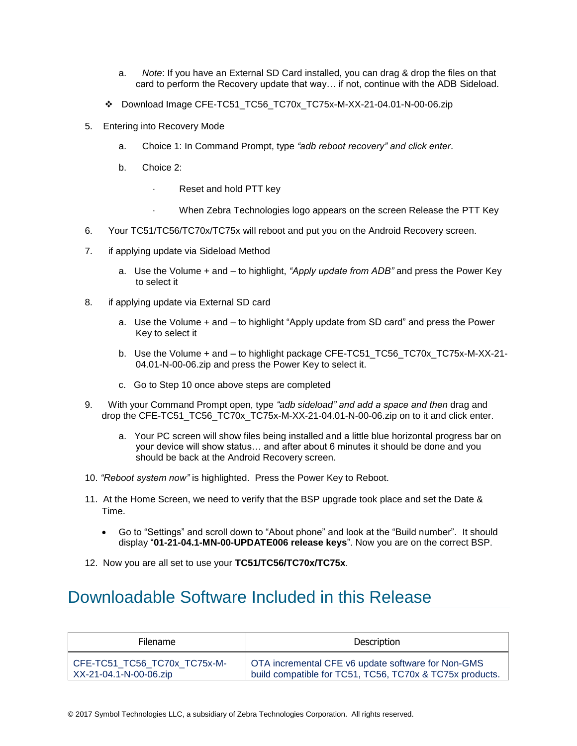a. *Note*: If you have an External SD Card installed, you can drag & drop the files on that card to perform the Recovery update that way… if not, continue with the ADB Sideload.

- ❖ Download Image CFE-TC51_TC56_TC70x_TC75x-M-XX-21-04.01-N-00-06.zip

5. Entering into Recovery Mode

   a. Choice 1: In Command Prompt, type *"adb reboot recovery" and click enter*.

   b. Choice 2:

      - Reset and hold PTT key
      - When Zebra Technologies logo appears on the screen Release the PTT Key

6. Your TC51/TC56/TC70x/TC75x will reboot and put you on the Android Recovery screen.

7. if applying update via Sideload Method

   a. Use the Volume + and – to highlight, *"Apply update from ADB"* and press the Power Key to select it

8. if applying update via External SD card

   a. Use the Volume + and – to highlight "Apply update from SD card" and press the Power Key to select it

   b. Use the Volume + and – to highlight package CFE-TC51_TC56_TC70x_TC75x-M-XX-21-04.01-N-00-06.zip and press the Power Key to select it.

   c. Go to Step 10 once above steps are completed

9. With your Command Prompt open, type *"adb sideload" and add a space and then* drag and drop the CFE-TC51_TC56_TC70x_TC75x-M-XX-21-04.01-N-00-06.zip on to it and click enter.

   a. Your PC screen will show files being installed and a little blue horizontal progress bar on your device will show status… and after about 6 minutes it should be done and you should be back at the Android Recovery screen.

10. *"Reboot system now"* is highlighted. Press the Power Key to Reboot.

11. At the Home Screen, we need to verify that the BSP upgrade took place and set the Date & Time.

    - Go to "Settings" and scroll down to "About phone" and look at the "Build number". It should display "**01-21-04.1-MN-00-UPDATE006 release keys**". Now you are on the correct BSP.

12. Now you are all set to use your **TC51/TC56/TC70x/TC75x**.

# Downloadable Software Included in this Release

| Filename | Description |
|---|---|
| CFE-TC51_TC56_TC70x_TC75x-M-XX-21-04.1-N-00-06.zip | OTA incremental CFE v6 update software for Non-GMS build compatible for TC51, TC56, TC70x & TC75x products. |

© 2017 Symbol Technologies LLC, a subsidiary of Zebra Technologies Corporation. All rights reserved.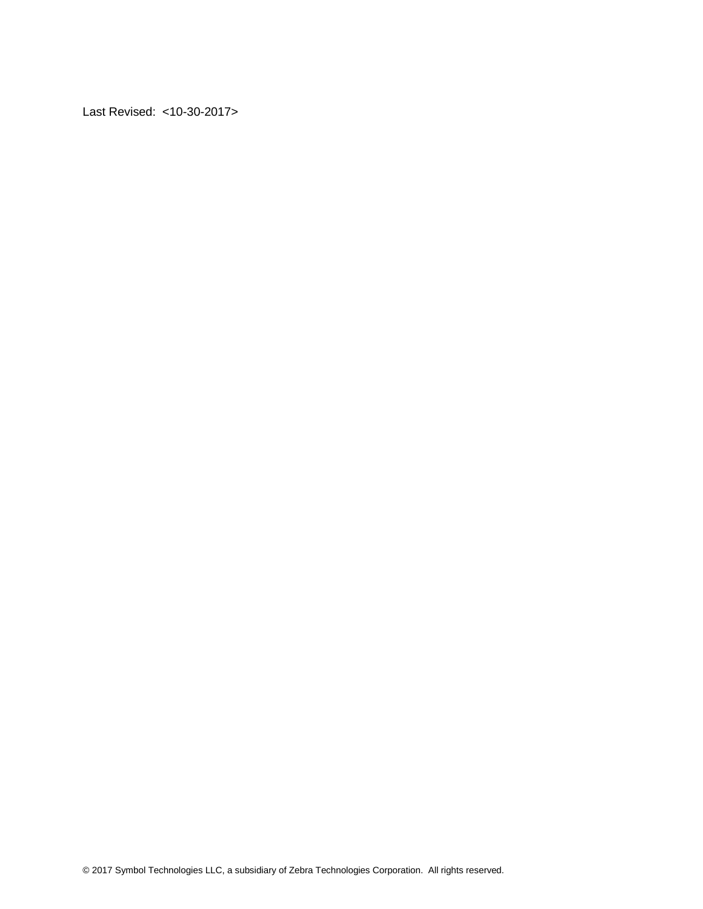Last Revised: <10-30-2017>

© 2017 Symbol Technologies LLC, a subsidiary of Zebra Technologies Corporation. All rights reserved.